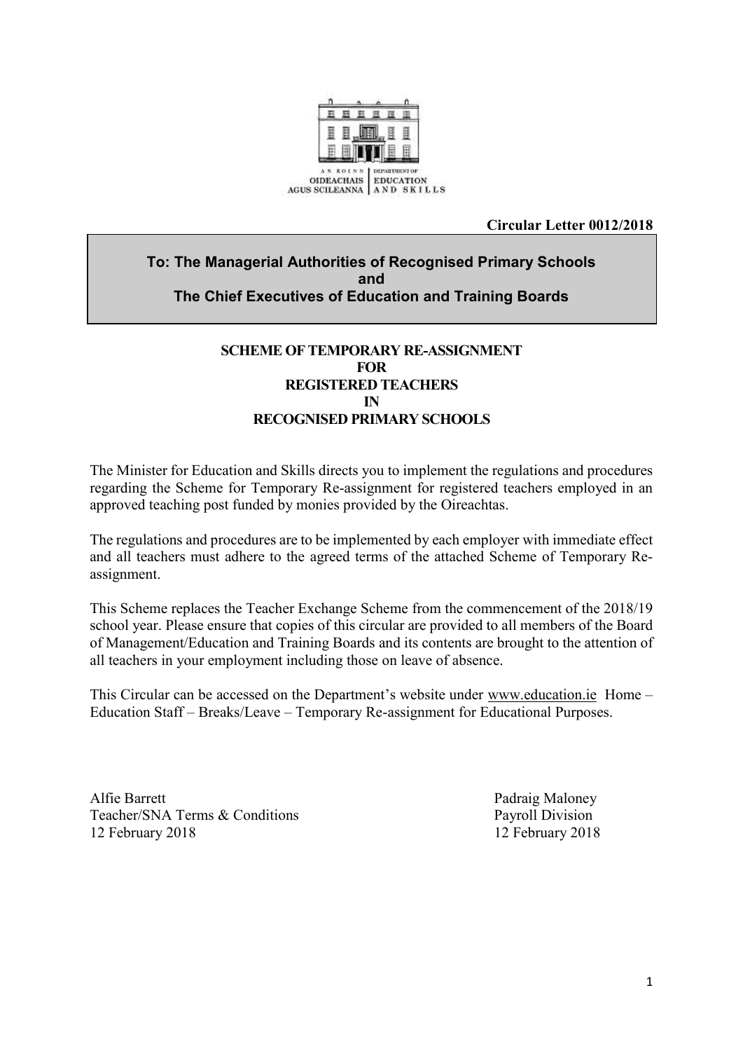AN ROINN OIDEACHAIS AGUS SCILEANNA | DEPARTMENT OF EDUCATION AND SKILLS

**Circular Letter 0012/2018**

**To: The Managerial Authorities of Recognised Primary Schools and The Chief Executives of Education and Training Boards**

**SCHEME OF TEMPORARY RE-ASSIGNMENT FOR REGISTERED TEACHERS IN RECOGNISED PRIMARY SCHOOLS**

The Minister for Education and Skills directs you to implement the regulations and procedures regarding the Scheme for Temporary Re-assignment for registered teachers employed in an approved teaching post funded by monies provided by the Oireachtas.

The regulations and procedures are to be implemented by each employer with immediate effect and all teachers must adhere to the agreed terms of the attached Scheme of Temporary Re-assignment.

This Scheme replaces the Teacher Exchange Scheme from the commencement of the 2018/19 school year. Please ensure that copies of this circular are provided to all members of the Board of Management/Education and Training Boards and its contents are brought to the attention of all teachers in your employment including those on leave of absence.

This Circular can be accessed on the Department's website under www.education.ie Home – Education Staff – Breaks/Leave – Temporary Re-assignment for Educational Purposes.

Alfie Barrett
Teacher/SNA Terms & Conditions
12 February 2018

Padraig Maloney
Payroll Division
12 February 2018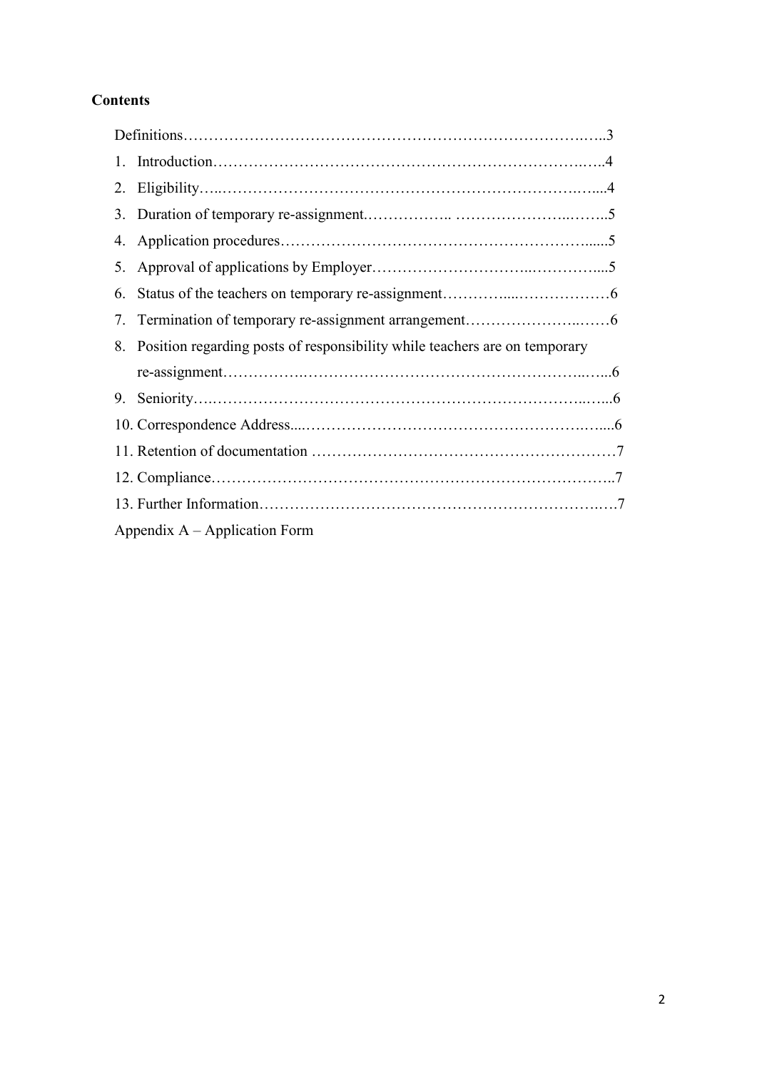**Contents**

Definitions……………………………………………………………………….…..3

1. Introduction…………………………………………………………………..…..4
2. Eligibility…..……………………………………………………………….…....4
3. Duration of temporary re-assignment.…………….. …………………..……..5
4. Application procedures…………………………………………………….......5
5. Approval of applications by Employer………………………..…………....5
6. Status of the teachers on temporary re-assignment…………...………………6
7. Termination of temporary re-assignment arrangement…………………..……6
8. Position regarding posts of responsibility while teachers are on temporary re-assignment…………….……………………………………………..…...6
9. Seniority….……………………………………………………………..…...6
10. Correspondence Address....…………………………………………….…....6
11. Retention of documentation …………………………………………………7
12. Compliance……………………………………………………………………..7
13. Further Information…………………………………………………………….7

Appendix A – Application Form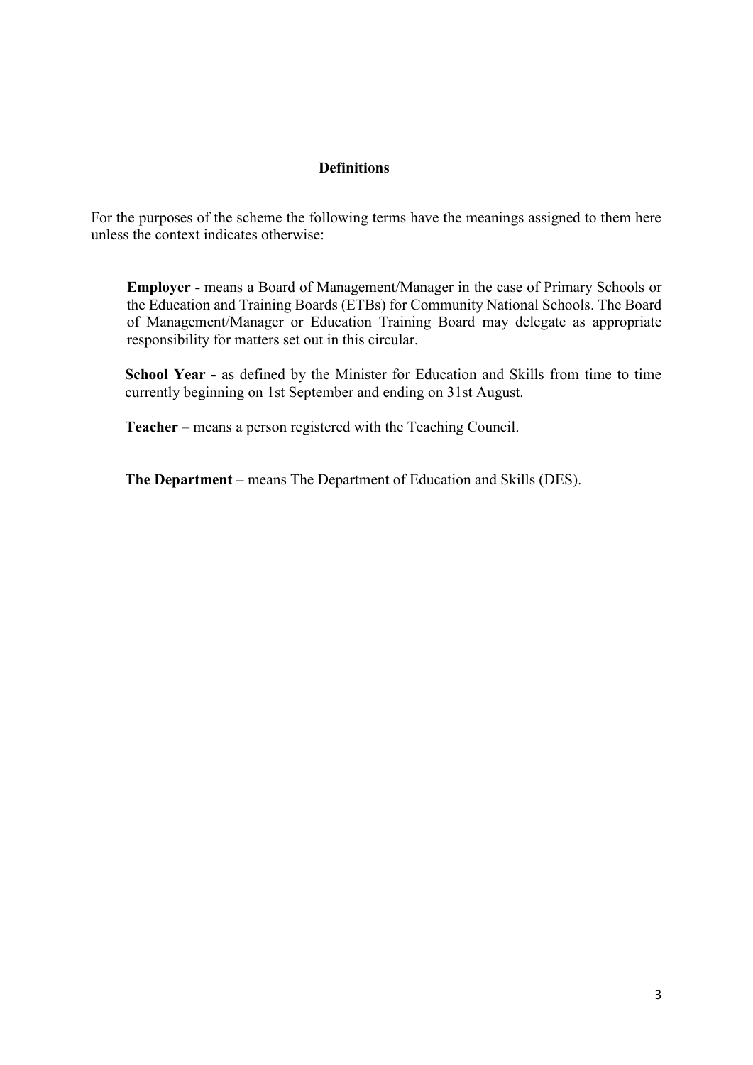## Definitions

For the purposes of the scheme the following terms have the meanings assigned to them here unless the context indicates otherwise:

**Employer -** means a Board of Management/Manager in the case of Primary Schools or the Education and Training Boards (ETBs) for Community National Schools. The Board of Management/Manager or Education Training Board may delegate as appropriate responsibility for matters set out in this circular.

**School Year -** as defined by the Minister for Education and Skills from time to time currently beginning on 1st September and ending on 31st August.

**Teacher** – means a person registered with the Teaching Council.

**The Department** – means The Department of Education and Skills (DES).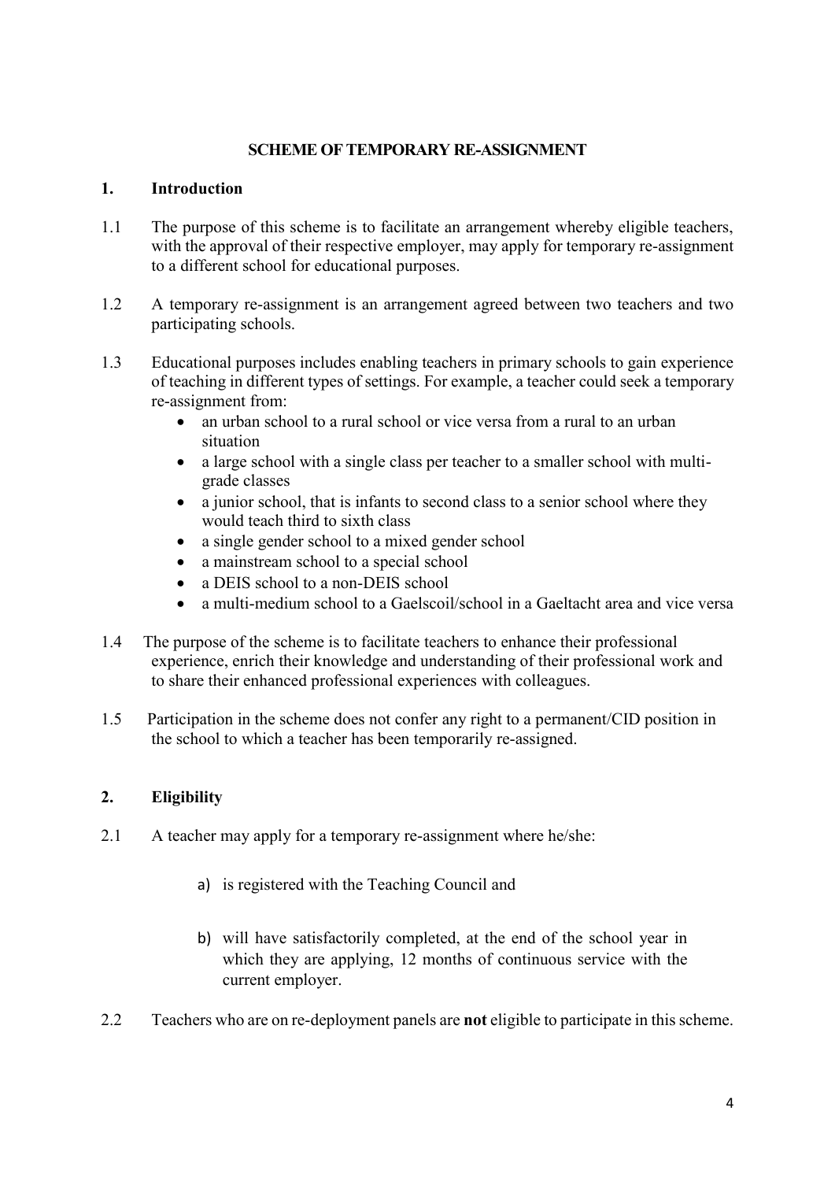# SCHEME OF TEMPORARY RE-ASSIGNMENT

## 1. Introduction

1.1 The purpose of this scheme is to facilitate an arrangement whereby eligible teachers, with the approval of their respective employer, may apply for temporary re-assignment to a different school for educational purposes.

1.2 A temporary re-assignment is an arrangement agreed between two teachers and two participating schools.

1.3 Educational purposes includes enabling teachers in primary schools to gain experience of teaching in different types of settings. For example, a teacher could seek a temporary re-assignment from:

- an urban school to a rural school or vice versa from a rural to an urban situation
- a large school with a single class per teacher to a smaller school with multi-grade classes
- a junior school, that is infants to second class to a senior school where they would teach third to sixth class
- a single gender school to a mixed gender school
- a mainstream school to a special school
- a DEIS school to a non-DEIS school
- a multi-medium school to a Gaelscoil/school in a Gaeltacht area and vice versa

1.4 The purpose of the scheme is to facilitate teachers to enhance their professional experience, enrich their knowledge and understanding of their professional work and to share their enhanced professional experiences with colleagues.

1.5 Participation in the scheme does not confer any right to a permanent/CID position in the school to which a teacher has been temporarily re-assigned.

## 2. Eligibility

2.1 A teacher may apply for a temporary re-assignment where he/she:

a) is registered with the Teaching Council and

b) will have satisfactorily completed, at the end of the school year in which they are applying, 12 months of continuous service with the current employer.

2.2 Teachers who are on re-deployment panels are **not** eligible to participate in this scheme.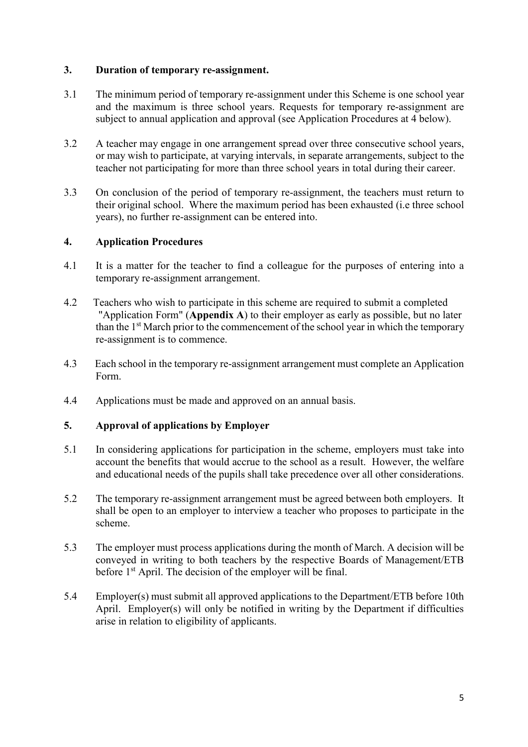## 3. Duration of temporary re-assignment.

3.1 The minimum period of temporary re-assignment under this Scheme is one school year and the maximum is three school years. Requests for temporary re-assignment are subject to annual application and approval (see Application Procedures at 4 below).

3.2 A teacher may engage in one arrangement spread over three consecutive school years, or may wish to participate, at varying intervals, in separate arrangements, subject to the teacher not participating for more than three school years in total during their career.

3.3 On conclusion of the period of temporary re-assignment, the teachers must return to their original school. Where the maximum period has been exhausted (i.e three school years), no further re-assignment can be entered into.

## 4. Application Procedures

4.1 It is a matter for the teacher to find a colleague for the purposes of entering into a temporary re-assignment arrangement.

4.2 Teachers who wish to participate in this scheme are required to submit a completed "Application Form" (**Appendix A**) to their employer as early as possible, but no later than the 1st March prior to the commencement of the school year in which the temporary re-assignment is to commence.

4.3 Each school in the temporary re-assignment arrangement must complete an Application Form.

4.4 Applications must be made and approved on an annual basis.

## 5. Approval of applications by Employer

5.1 In considering applications for participation in the scheme, employers must take into account the benefits that would accrue to the school as a result. However, the welfare and educational needs of the pupils shall take precedence over all other considerations.

5.2 The temporary re-assignment arrangement must be agreed between both employers. It shall be open to an employer to interview a teacher who proposes to participate in the scheme.

5.3 The employer must process applications during the month of March. A decision will be conveyed in writing to both teachers by the respective Boards of Management/ETB before 1st April. The decision of the employer will be final.

5.4 Employer(s) must submit all approved applications to the Department/ETB before 10th April. Employer(s) will only be notified in writing by the Department if difficulties arise in relation to eligibility of applicants.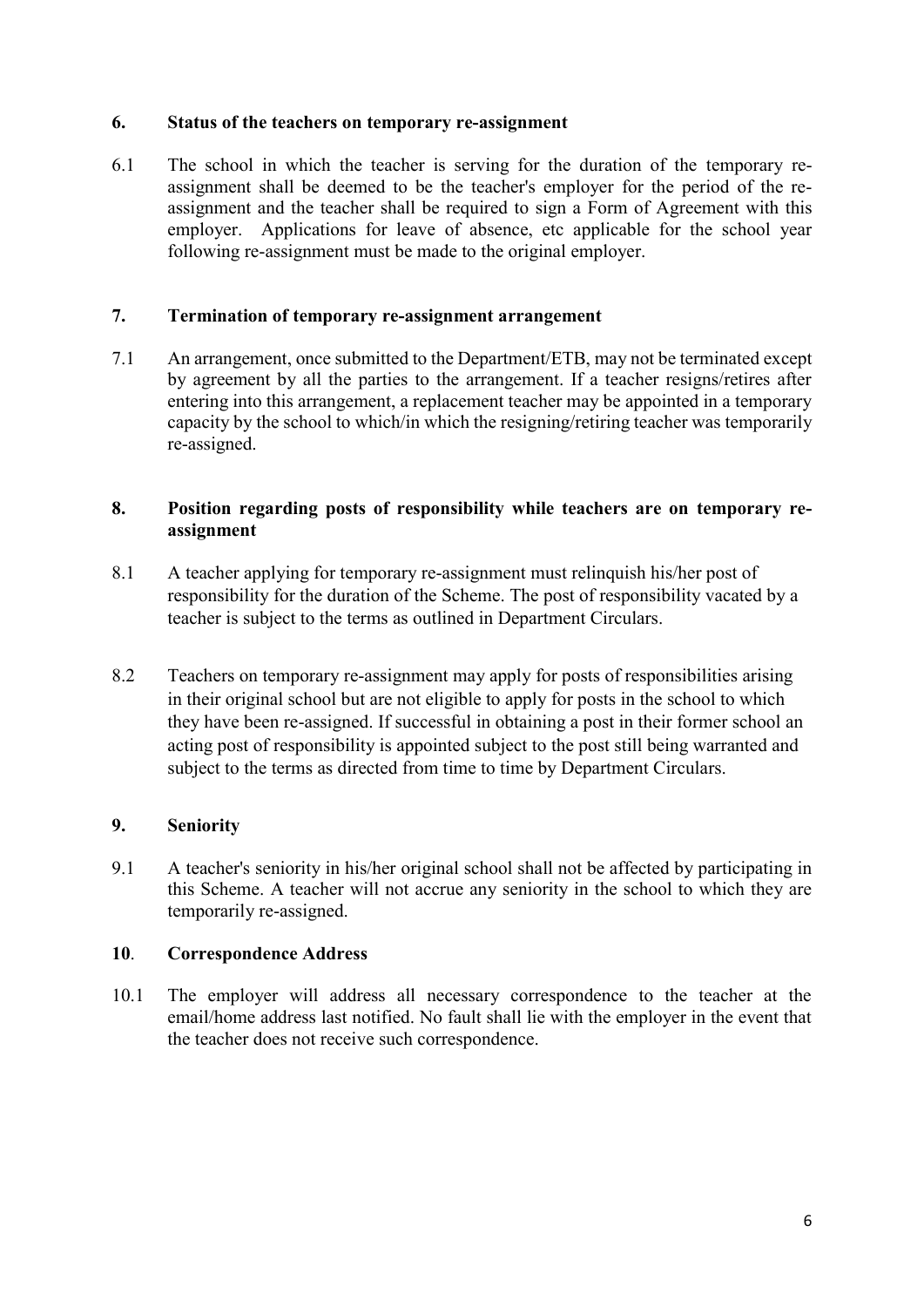## 6. Status of the teachers on temporary re-assignment

6.1 The school in which the teacher is serving for the duration of the temporary re-assignment shall be deemed to be the teacher's employer for the period of the re-assignment and the teacher shall be required to sign a Form of Agreement with this employer. Applications for leave of absence, etc applicable for the school year following re-assignment must be made to the original employer.

## 7. Termination of temporary re-assignment arrangement

7.1 An arrangement, once submitted to the Department/ETB, may not be terminated except by agreement by all the parties to the arrangement. If a teacher resigns/retires after entering into this arrangement, a replacement teacher may be appointed in a temporary capacity by the school to which/in which the resigning/retiring teacher was temporarily re-assigned.

## 8. Position regarding posts of responsibility while teachers are on temporary re-assignment

8.1 A teacher applying for temporary re-assignment must relinquish his/her post of responsibility for the duration of the Scheme. The post of responsibility vacated by a teacher is subject to the terms as outlined in Department Circulars.

8.2 Teachers on temporary re-assignment may apply for posts of responsibilities arising in their original school but are not eligible to apply for posts in the school to which they have been re-assigned. If successful in obtaining a post in their former school an acting post of responsibility is appointed subject to the post still being warranted and subject to the terms as directed from time to time by Department Circulars.

## 9. Seniority

9.1 A teacher's seniority in his/her original school shall not be affected by participating in this Scheme. A teacher will not accrue any seniority in the school to which they are temporarily re-assigned.

## 10. Correspondence Address

10.1 The employer will address all necessary correspondence to the teacher at the email/home address last notified. No fault shall lie with the employer in the event that the teacher does not receive such correspondence.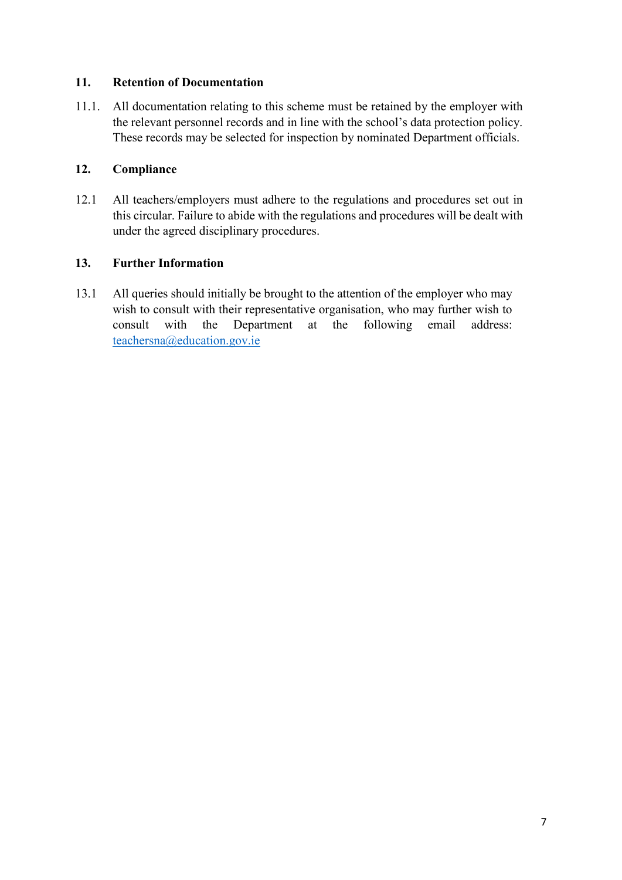## 11. Retention of Documentation

11.1. All documentation relating to this scheme must be retained by the employer with the relevant personnel records and in line with the school's data protection policy. These records may be selected for inspection by nominated Department officials.

## 12. Compliance

12.1 All teachers/employers must adhere to the regulations and procedures set out in this circular. Failure to abide with the regulations and procedures will be dealt with under the agreed disciplinary procedures.

## 13. Further Information

13.1 All queries should initially be brought to the attention of the employer who may wish to consult with their representative organisation, who may further wish to consult with the Department at the following email address: teachersna@education.gov.ie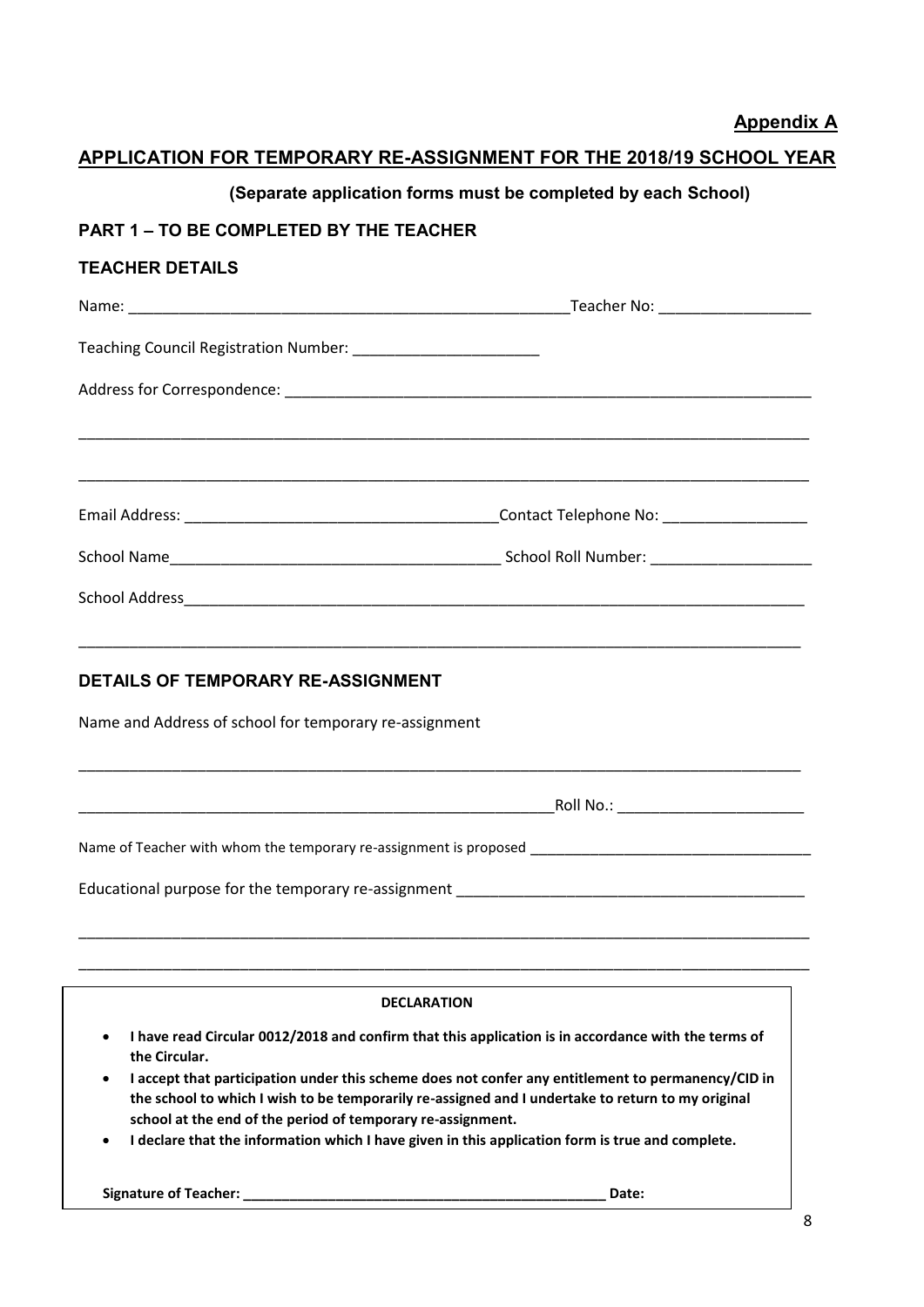**Appendix A**

# APPLICATION FOR TEMPORARY RE-ASSIGNMENT FOR THE 2018/19 SCHOOL YEAR

**(Separate application forms must be completed by each School)**

## PART 1 – TO BE COMPLETED BY THE TEACHER

### TEACHER DETAILS

Name: ______________________________________________________Teacher No: __________________

Teaching Council Registration Number: ______________________

Address for Correspondence: ________________________________________________________________

_____________________________________________________________________________________________

_____________________________________________________________________________________________

Email Address: _____________________________________Contact Telephone No: _________________

School Name_______________________________________ School Roll Number: ___________________

School Address_____________________________________________________________________________

_____________________________________________________________________________________________

### DETAILS OF TEMPORARY RE-ASSIGNMENT

Name and Address of school for temporary re-assignment

_____________________________________________________________________________________________

___________________________________________________________Roll No.: ______________________

Name of Teacher with whom the temporary re-assignment is proposed ___________________________________

Educational purpose for the temporary re-assignment _________________________________________

_____________________________________________________________________________________________

_____________________________________________________________________________________________

**DECLARATION**

- **I have read Circular 0012/2018 and confirm that this application is in accordance with the terms of the Circular.**
- **I accept that participation under this scheme does not confer any entitlement to permanency/CID in the school to which I wish to be temporarily re-assigned and I undertake to return to my original school at the end of the period of temporary re-assignment.**
- **I declare that the information which I have given in this application form is true and complete.**

**Signature of Teacher: ________________________________________________ Date:**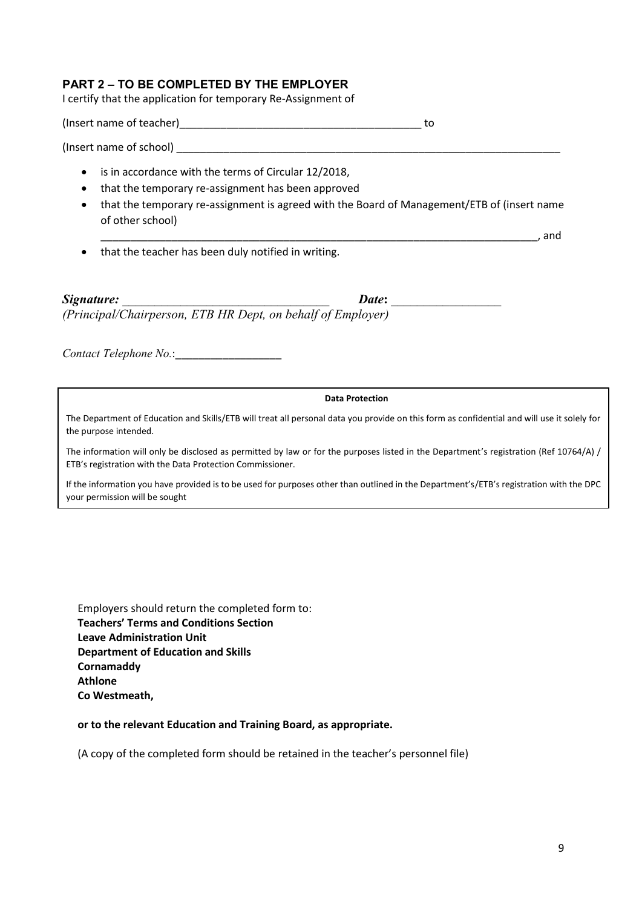## PART 2 – TO BE COMPLETED BY THE EMPLOYER

I certify that the application for temporary Re-Assignment of

(Insert name of teacher)_________________________________________ to

(Insert name of school) ____________________________________________________________________

- is in accordance with the terms of Circular 12/2018,
- that the temporary re-assignment has been approved
- that the temporary re-assignment is agreed with the Board of Management/ETB of (insert name of other school)
  ____________________________________________________________________________, and
- that the teacher has been duly notified in writing.

***Signature:*** _________________________________ ***Date*:** _________________
*(Principal/Chairperson, ETB HR Dept, on behalf of Employer)*

*Contact Telephone No.*:_________________

**Data Protection**

The Department of Education and Skills/ETB will treat all personal data you provide on this form as confidential and will use it solely for the purpose intended.

The information will only be disclosed as permitted by law or for the purposes listed in the Department's registration (Ref 10764/A) / ETB's registration with the Data Protection Commissioner.

If the information you have provided is to be used for purposes other than outlined in the Department's/ETB's registration with the DPC your permission will be sought

Employers should return the completed form to:
**Teachers' Terms and Conditions Section**
**Leave Administration Unit**
**Department of Education and Skills**
**Cornamaddy**
**Athlone**
**Co Westmeath,**

**or to the relevant Education and Training Board, as appropriate.**

(A copy of the completed form should be retained in the teacher's personnel file)